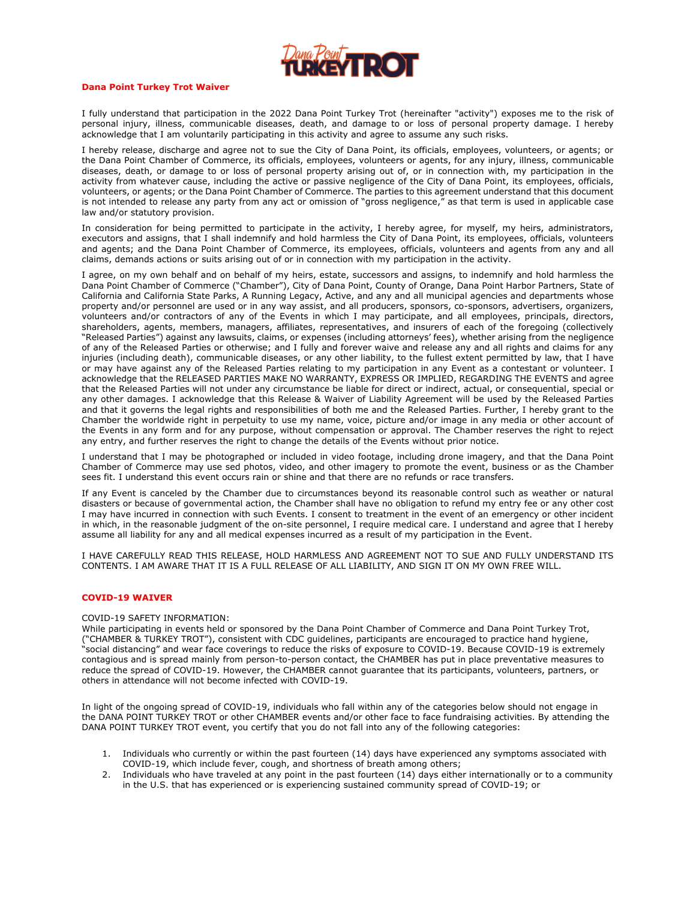## Dana Point Turkey Trot Waiver

I fully understand that participation in the 2022 Dana Point Turkey Trot (hereinafter "activity") exposes me to the risk of personal injury, illness, communicable diseases, death, and damage to or loss of personal property damage. I hereby acknowledge that I am voluntarily participating in this activity and agree to assume any such risks.

I hereby release, discharge and agree not to sue the City of Dana Point, its officials, employees, volunteers, or agents; or the Dana Point Chamber of Commerce, its officials, employees, volunteers or agents, for any injury, illness, communicable diseases, death, or damage to or loss of personal property arising out of, or in connection with, my participation in the activity from whatever cause, including the active or passive negligence of the City of Dana Point, its employees, officials, volunteers, or agents; or the Dana Point Chamber of Commerce. The parties to this agreement understand that this document is not intended to release any party from any act or omission of "gross negligence," as that term is used in applicable case law and/or statutory provision.

In consideration for being permitted to participate in the activity, I hereby agree, for myself, my heirs, administrators, executors and assigns, that I shall indemnify and hold harmless the City of Dana Point, its employees, officials, volunteers and agents; and the Dana Point Chamber of Commerce, its employees, officials, volunteers and agents from any and all claims, demands actions or suits arising out of or in connection with my participation in the activity.

I agree, on my own behalf and on behalf of my heirs, estate, successors and assigns, to indemnify and hold harmless the Dana Point Chamber of Commerce ("Chamber"), City of Dana Point, County of Orange, Dana Point Harbor Partners, State of California and California State Parks, A Running Legacy, Active, and any and all municipal agencies and departments whose property and/or personnel are used or in any way assist, and all producers, sponsors, co-sponsors, advertisers, organizers, volunteers and/or contractors of any of the Events in which I may participate, and all employees, principals, directors, shareholders, agents, members, managers, affiliates, representatives, and insurers of each of the foregoing (collectively "Released Parties") against any lawsuits, claims, or expenses (including attorneys' fees), whether arising from the negligence of any of the Released Parties or otherwise; and I fully and forever waive and release any and all rights and claims for any injuries (including death), communicable diseases, or any other liability, to the fullest extent permitted by law, that I have or may have against any of the Released Parties relating to my participation in any Event as a contestant or volunteer. I acknowledge that the RELEASED PARTIES MAKE NO WARRANTY, EXPRESS OR IMPLIED, REGARDING THE EVENTS and agree that the Released Parties will not under any circumstance be liable for direct or indirect, actual, or consequential, special or any other damages. I acknowledge that this Release & Waiver of Liability Agreement will be used by the Released Parties and that it governs the legal rights and responsibilities of both me and the Released Parties. Further, I hereby grant to the Chamber the worldwide right in perpetuity to use my name, voice, picture and/or image in any media or other account of the Events in any form and for any purpose, without compensation or approval. The Chamber reserves the right to reject any entry, and further reserves the right to change the details of the Events without prior notice.

I understand that I may be photographed or included in video footage, including drone imagery, and that the Dana Point Chamber of Commerce may use sed photos, video, and other imagery to promote the event, business or as the Chamber sees fit. I understand this event occurs rain or shine and that there are no refunds or race transfers.

If any Event is canceled by the Chamber due to circumstances beyond its reasonable control such as weather or natural disasters or because of governmental action, the Chamber shall have no obligation to refund my entry fee or any other cost I may have incurred in connection with such Events. I consent to treatment in the event of an emergency or other incident in which, in the reasonable judgment of the on-site personnel, I require medical care. I understand and agree that I hereby assume all liability for any and all medical expenses incurred as a result of my participation in the Event.

I HAVE CAREFULLY READ THIS RELEASE, HOLD HARMLESS AND AGREEMENT NOT TO SUE AND FULLY UNDERSTAND ITS CONTENTS. I AM AWARE THAT IT IS A FULL RELEASE OF ALL LIABILITY, AND SIGN IT ON MY OWN FREE WILL.

## COVID-19 WAIVER

COVID-19 SAFETY INFORMATION:
While participating in events held or sponsored by the Dana Point Chamber of Commerce and Dana Point Turkey Trot, ("CHAMBER & TURKEY TROT"), consistent with CDC guidelines, participants are encouraged to practice hand hygiene, "social distancing" and wear face coverings to reduce the risks of exposure to COVID-19. Because COVID-19 is extremely contagious and is spread mainly from person-to-person contact, the CHAMBER has put in place preventative measures to reduce the spread of COVID-19. However, the CHAMBER cannot guarantee that its participants, volunteers, partners, or others in attendance will not become infected with COVID-19.

In light of the ongoing spread of COVID-19, individuals who fall within any of the categories below should not engage in the DANA POINT TURKEY TROT or other CHAMBER events and/or other face to face fundraising activities. By attending the DANA POINT TURKEY TROT event, you certify that you do not fall into any of the following categories:

1. Individuals who currently or within the past fourteen (14) days have experienced any symptoms associated with COVID-19, which include fever, cough, and shortness of breath among others;
2. Individuals who have traveled at any point in the past fourteen (14) days either internationally or to a community in the U.S. that has experienced or is experiencing sustained community spread of COVID-19; or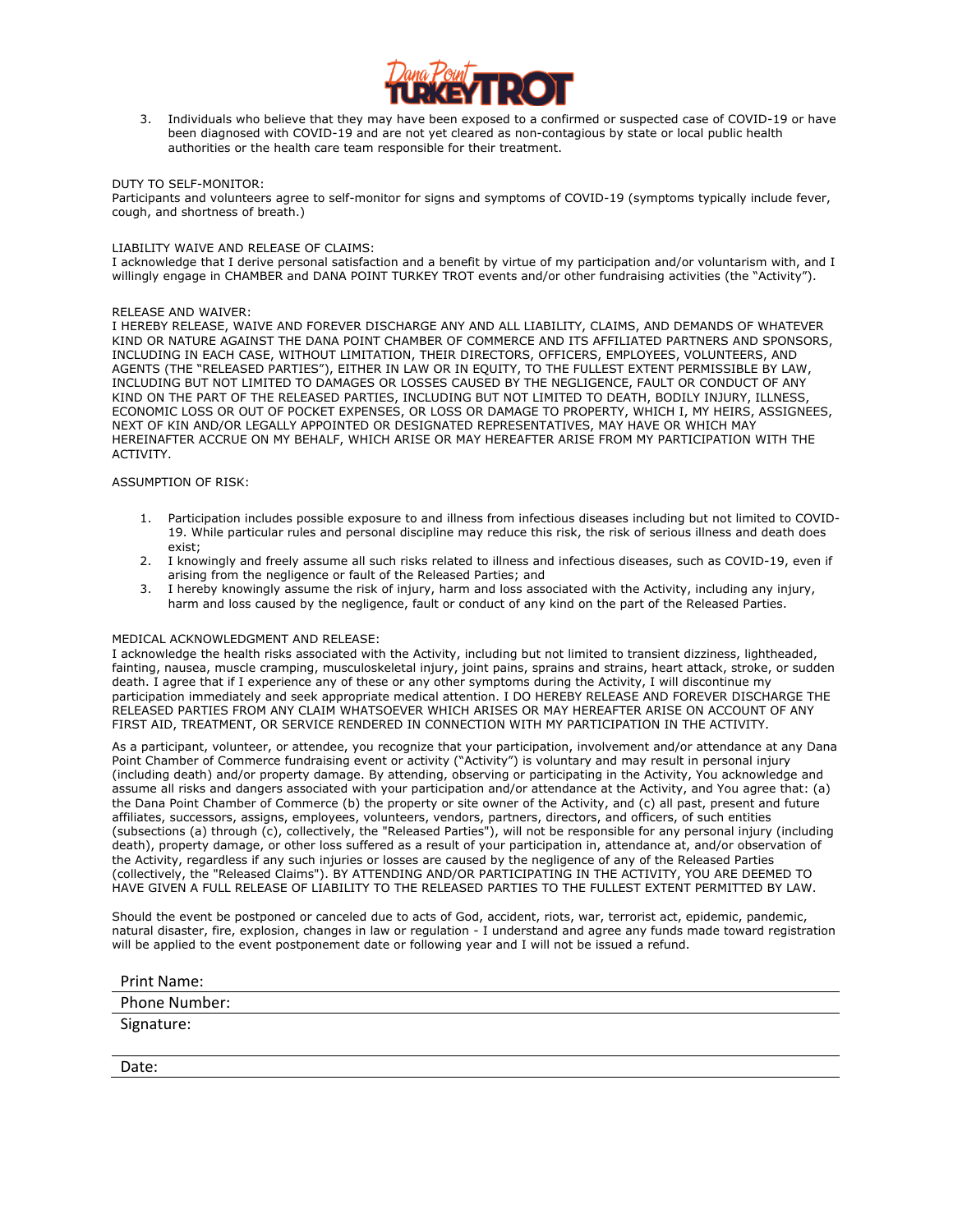3. Individuals who believe that they may have been exposed to a confirmed or suspected case of COVID-19 or have been diagnosed with COVID-19 and are not yet cleared as non-contagious by state or local public health authorities or the health care team responsible for their treatment.

DUTY TO SELF-MONITOR:
Participants and volunteers agree to self-monitor for signs and symptoms of COVID-19 (symptoms typically include fever, cough, and shortness of breath.)

LIABILITY WAIVE AND RELEASE OF CLAIMS:
I acknowledge that I derive personal satisfaction and a benefit by virtue of my participation and/or voluntarism with, and I willingly engage in CHAMBER and DANA POINT TURKEY TROT events and/or other fundraising activities (the "Activity").

RELEASE AND WAIVER:
I HEREBY RELEASE, WAIVE AND FOREVER DISCHARGE ANY AND ALL LIABILITY, CLAIMS, AND DEMANDS OF WHATEVER KIND OR NATURE AGAINST THE DANA POINT CHAMBER OF COMMERCE AND ITS AFFILIATED PARTNERS AND SPONSORS, INCLUDING IN EACH CASE, WITHOUT LIMITATION, THEIR DIRECTORS, OFFICERS, EMPLOYEES, VOLUNTEERS, AND AGENTS (THE "RELEASED PARTIES"), EITHER IN LAW OR IN EQUITY, TO THE FULLEST EXTENT PERMISSIBLE BY LAW, INCLUDING BUT NOT LIMITED TO DAMAGES OR LOSSES CAUSED BY THE NEGLIGENCE, FAULT OR CONDUCT OF ANY KIND ON THE PART OF THE RELEASED PARTIES, INCLUDING BUT NOT LIMITED TO DEATH, BODILY INJURY, ILLNESS, ECONOMIC LOSS OR OUT OF POCKET EXPENSES, OR LOSS OR DAMAGE TO PROPERTY, WHICH I, MY HEIRS, ASSIGNEES, NEXT OF KIN AND/OR LEGALLY APPOINTED OR DESIGNATED REPRESENTATIVES, MAY HAVE OR WHICH MAY HEREINAFTER ACCRUE ON MY BEHALF, WHICH ARISE OR MAY HEREAFTER ARISE FROM MY PARTICIPATION WITH THE ACTIVITY.

ASSUMPTION OF RISK:

1. Participation includes possible exposure to and illness from infectious diseases including but not limited to COVID-19. While particular rules and personal discipline may reduce this risk, the risk of serious illness and death does exist;
2. I knowingly and freely assume all such risks related to illness and infectious diseases, such as COVID-19, even if arising from the negligence or fault of the Released Parties; and
3. I hereby knowingly assume the risk of injury, harm and loss associated with the Activity, including any injury, harm and loss caused by the negligence, fault or conduct of any kind on the part of the Released Parties.

MEDICAL ACKNOWLEDGMENT AND RELEASE:
I acknowledge the health risks associated with the Activity, including but not limited to transient dizziness, lightheaded, fainting, nausea, muscle cramping, musculoskeletal injury, joint pains, sprains and strains, heart attack, stroke, or sudden death. I agree that if I experience any of these or any other symptoms during the Activity, I will discontinue my participation immediately and seek appropriate medical attention. I DO HEREBY RELEASE AND FOREVER DISCHARGE THE RELEASED PARTIES FROM ANY CLAIM WHATSOEVER WHICH ARISES OR MAY HEREAFTER ARISE ON ACCOUNT OF ANY FIRST AID, TREATMENT, OR SERVICE RENDERED IN CONNECTION WITH MY PARTICIPATION IN THE ACTIVITY.

As a participant, volunteer, or attendee, you recognize that your participation, involvement and/or attendance at any Dana Point Chamber of Commerce fundraising event or activity ("Activity") is voluntary and may result in personal injury (including death) and/or property damage. By attending, observing or participating in the Activity, You acknowledge and assume all risks and dangers associated with your participation and/or attendance at the Activity, and You agree that: (a) the Dana Point Chamber of Commerce (b) the property or site owner of the Activity, and (c) all past, present and future affiliates, successors, assigns, employees, volunteers, vendors, partners, directors, and officers, of such entities (subsections (a) through (c), collectively, the "Released Parties"), will not be responsible for any personal injury (including death), property damage, or other loss suffered as a result of your participation in, attendance at, and/or observation of the Activity, regardless if any such injuries or losses are caused by the negligence of any of the Released Parties (collectively, the "Released Claims"). BY ATTENDING AND/OR PARTICIPATING IN THE ACTIVITY, YOU ARE DEEMED TO HAVE GIVEN A FULL RELEASE OF LIABILITY TO THE RELEASED PARTIES TO THE FULLEST EXTENT PERMITTED BY LAW.

Should the event be postponed or canceled due to acts of God, accident, riots, war, terrorist act, epidemic, pandemic, natural disaster, fire, explosion, changes in law or regulation - I understand and agree any funds made toward registration will be applied to the event postponement date or following year and I will not be issued a refund.

Print Name: ______________________________

Phone Number: ______________________________

Signature: ______________________________

Date: ______________________________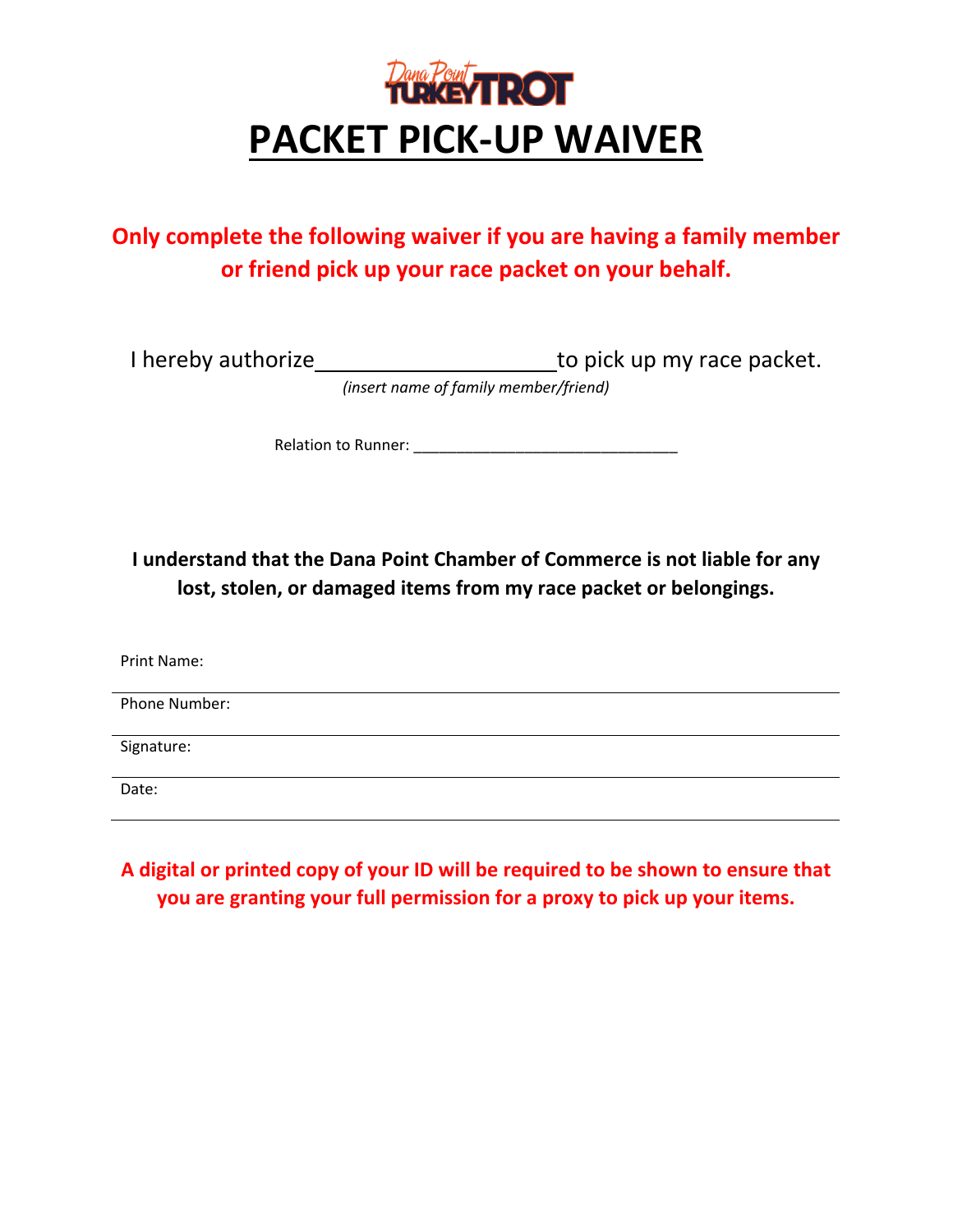Dana Point TURKEY TROT

# PACKET PICK-UP WAIVER

**Only complete the following waiver if you are having a family member or friend pick up your race packet on your behalf.**

I hereby authorize ____________________ to pick up my race packet.
*(insert name of family member/friend)*

Relation to Runner: ______________________________

**I understand that the Dana Point Chamber of Commerce is not liable for any lost, stolen, or damaged items from my race packet or belongings.**

Print Name:

Phone Number:

Signature:

Date:

**A digital or printed copy of your ID will be required to be shown to ensure that you are granting your full permission for a proxy to pick up your items.**